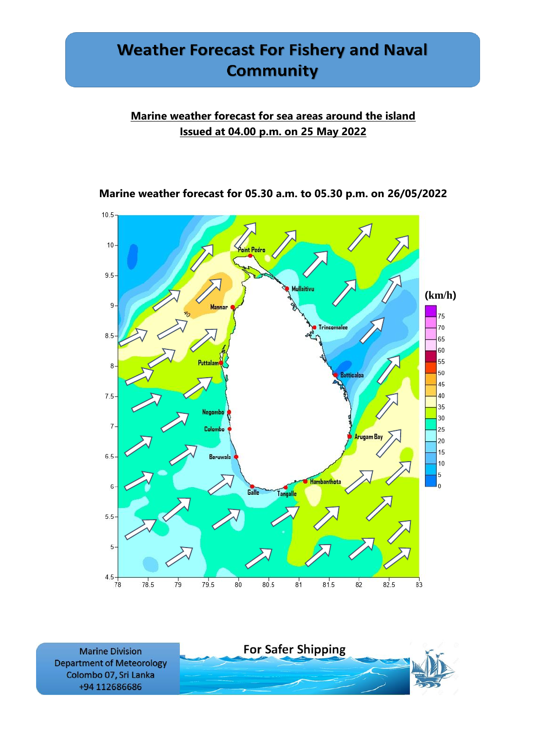# Weather Forecast For Fishery and Naval Community

**Marine weather forecast for sea areas around the island**
**Issued at 04.00 p.m. on 25 May 2022**

**Marine weather forecast for 05.30 a.m. to 05.30 p.m. on 26/05/2022**

Marine Division
Department of Meteorology
Colombo 07, Sri Lanka
+94 112686686

For Safer Shipping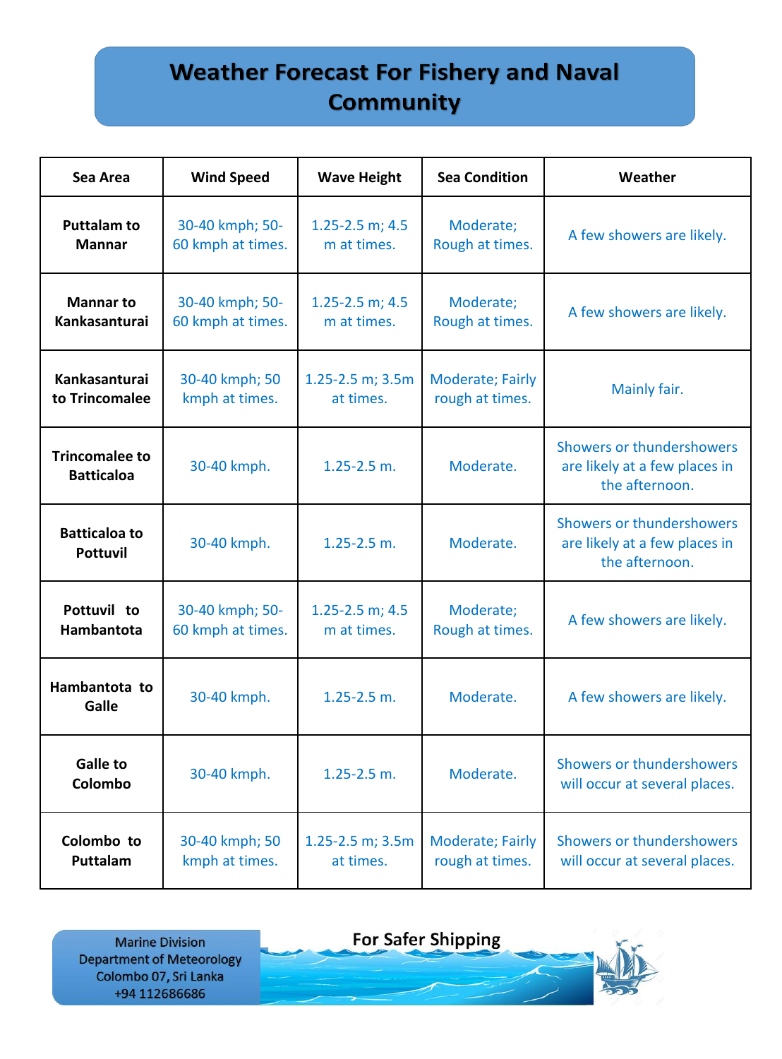# Weather Forecast For Fishery and Naval Community

| Sea Area | Wind Speed | Wave Height | Sea Condition | Weather |
|---|---|---|---|---|
| Puttalam to Mannar | 30-40 kmph; 50-60 kmph at times. | 1.25-2.5 m; 4.5 m at times. | Moderate; Rough at times. | A few showers are likely. |
| Mannar to Kankasanturai | 30-40 kmph; 50-60 kmph at times. | 1.25-2.5 m; 4.5 m at times. | Moderate; Rough at times. | A few showers are likely. |
| Kankasanturai to Trincomalee | 30-40 kmph; 50 kmph at times. | 1.25-2.5 m; 3.5m at times. | Moderate; Fairly rough at times. | Mainly fair. |
| Trincomalee to Batticaloa | 30-40 kmph. | 1.25-2.5 m. | Moderate. | Showers or thundershowers are likely at a few places in the afternoon. |
| Batticaloa to Pottuvil | 30-40 kmph. | 1.25-2.5 m. | Moderate. | Showers or thundershowers are likely at a few places in the afternoon. |
| Pottuvil to Hambantota | 30-40 kmph; 50-60 kmph at times. | 1.25-2.5 m; 4.5 m at times. | Moderate; Rough at times. | A few showers are likely. |
| Hambantota to Galle | 30-40 kmph. | 1.25-2.5 m. | Moderate. | A few showers are likely. |
| Galle to Colombo | 30-40 kmph. | 1.25-2.5 m. | Moderate. | Showers or thundershowers will occur at several places. |
| Colombo to Puttalam | 30-40 kmph; 50 kmph at times. | 1.25-2.5 m; 3.5m at times. | Moderate; Fairly rough at times. | Showers or thundershowers will occur at several places. |

Marine Division
Department of Meteorology
Colombo 07, Sri Lanka
+94 112686686

For Safer Shipping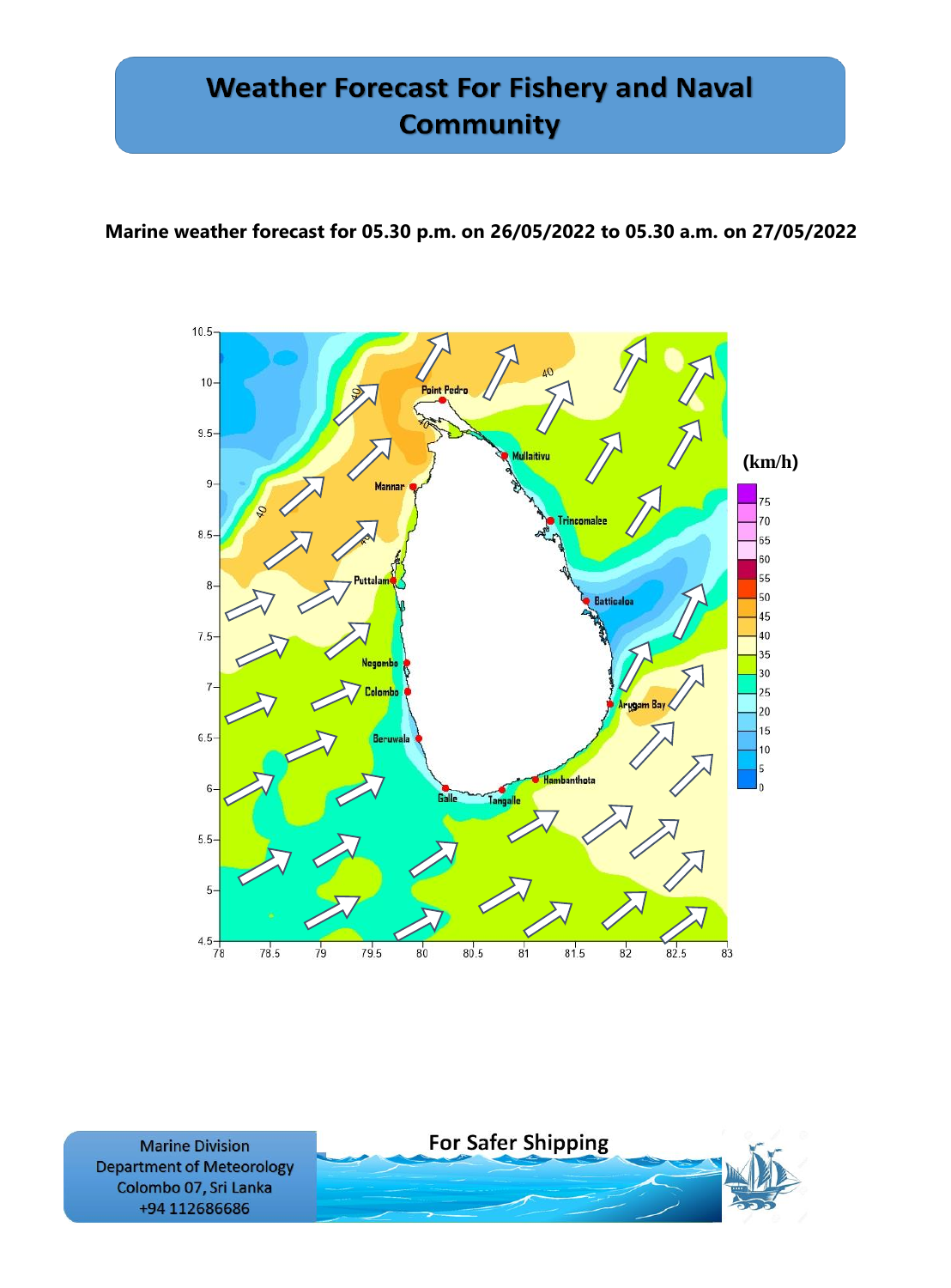# Weather Forecast For Fishery and Naval Community

**Marine weather forecast for 05.30 p.m. on 26/05/2022 to 05.30 a.m. on 27/05/2022**

Marine Division
Department of Meteorology
Colombo 07, Sri Lanka
+94 112686686

For Safer Shipping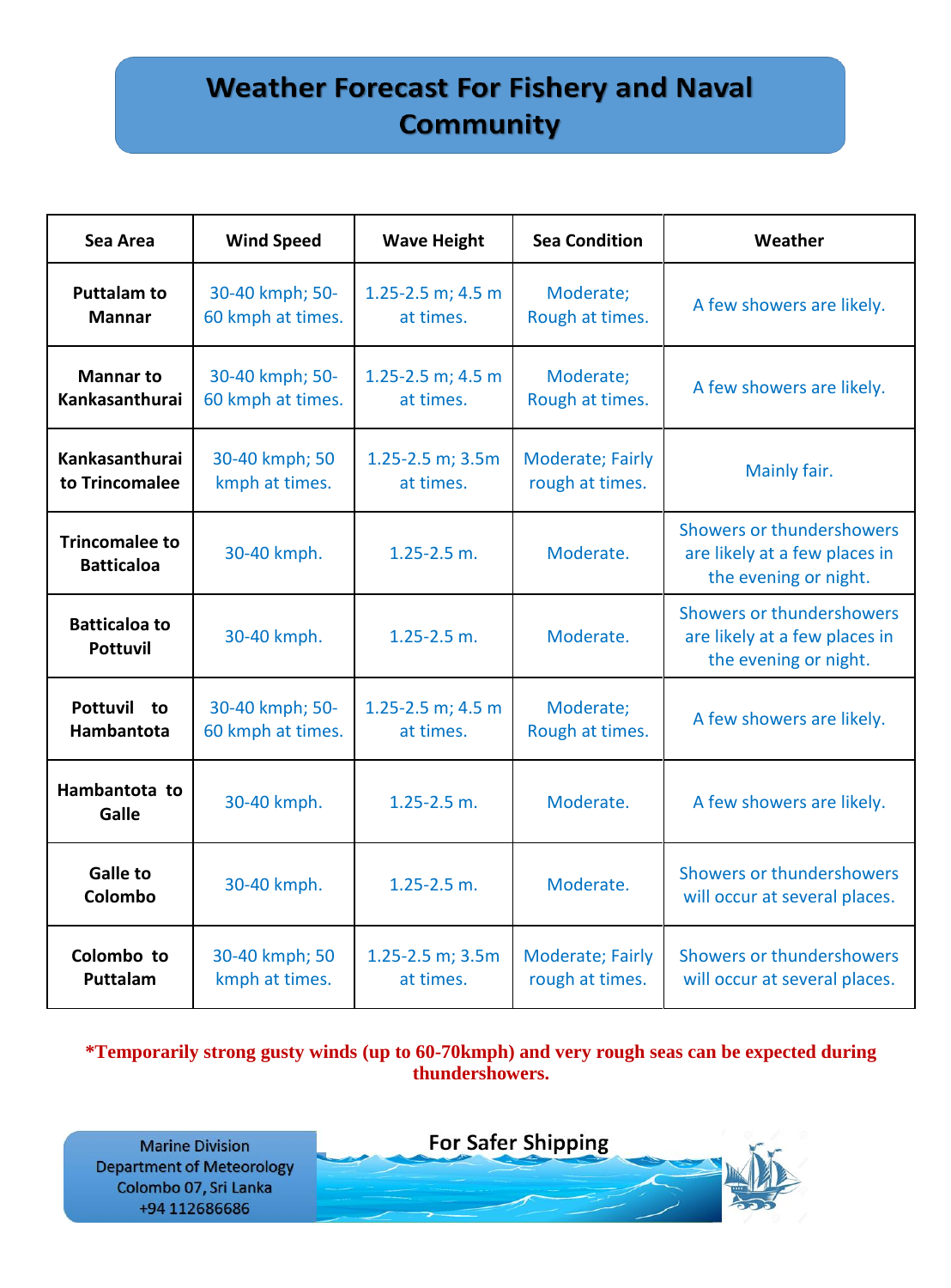# Weather Forecast For Fishery and Naval Community

| Sea Area | Wind Speed | Wave Height | Sea Condition | Weather |
|---|---|---|---|---|
| Puttalam to Mannar | 30-40 kmph; 50-60 kmph at times. | 1.25-2.5 m; 4.5 m at times. | Moderate; Rough at times. | A few showers are likely. |
| Mannar to Kankasanthurai | 30-40 kmph; 50-60 kmph at times. | 1.25-2.5 m; 4.5 m at times. | Moderate; Rough at times. | A few showers are likely. |
| Kankasanthurai to Trincomalee | 30-40 kmph; 50 kmph at times. | 1.25-2.5 m; 3.5m at times. | Moderate; Fairly rough at times. | Mainly fair. |
| Trincomalee to Batticaloa | 30-40 kmph. | 1.25-2.5 m. | Moderate. | Showers or thundershowers are likely at a few places in the evening or night. |
| Batticaloa to Pottuvil | 30-40 kmph. | 1.25-2.5 m. | Moderate. | Showers or thundershowers are likely at a few places in the evening or night. |
| Pottuvil to Hambantota | 30-40 kmph; 50-60 kmph at times. | 1.25-2.5 m; 4.5 m at times. | Moderate; Rough at times. | A few showers are likely. |
| Hambantota to Galle | 30-40 kmph. | 1.25-2.5 m. | Moderate. | A few showers are likely. |
| Galle to Colombo | 30-40 kmph. | 1.25-2.5 m. | Moderate. | Showers or thundershowers will occur at several places. |
| Colombo to Puttalam | 30-40 kmph; 50 kmph at times. | 1.25-2.5 m; 3.5m at times. | Moderate; Fairly rough at times. | Showers or thundershowers will occur at several places. |

**\*Temporarily strong gusty winds (up to 60-70kmph) and very rough seas can be expected during thundershowers.**

Marine Division
Department of Meteorology
Colombo 07, Sri Lanka
+94 112686686

For Safer Shipping